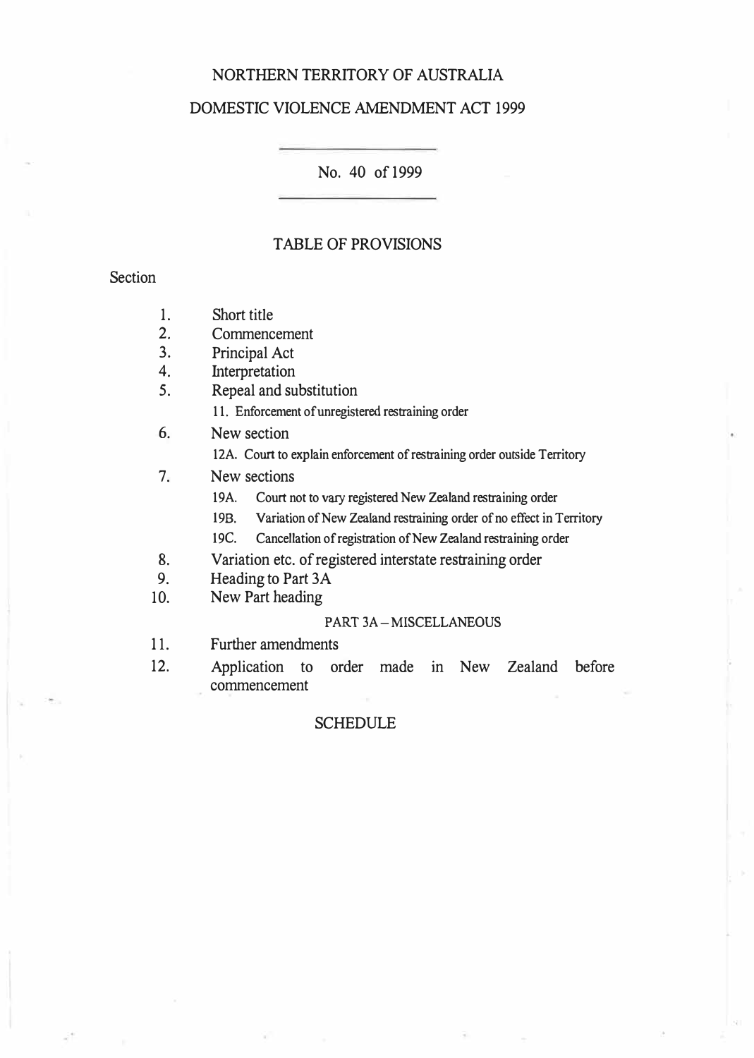# NORTHERN TERRITORY OF AUSTRALIA

## DOMESTIC VIOLENCE AMENDMENT ACT 1999

No. 40 of 1999

### TABLE OF PROVISIONS

Section

1. Short title
2. Commencement
3. Principal Act
4. Interpretation
5. Repeal and substitution
   - 11. Enforcement of unregistered restraining order
6. New section
   - 12A. Court to explain enforcement of restraining order outside Territory
7. New sections
   - 19A. Court not to vary registered New Zealand restraining order
   - 19B. Variation of New Zealand restraining order of no effect in Territory
   - 19C. Cancellation of registration of New Zealand restraining order
8. Variation etc. of registered interstate restraining order
9. Heading to Part 3A
10. New Part heading
    - PART 3A – MISCELLANEOUS
11. Further amendments
12. Application to order made in New Zealand before commencement

SCHEDULE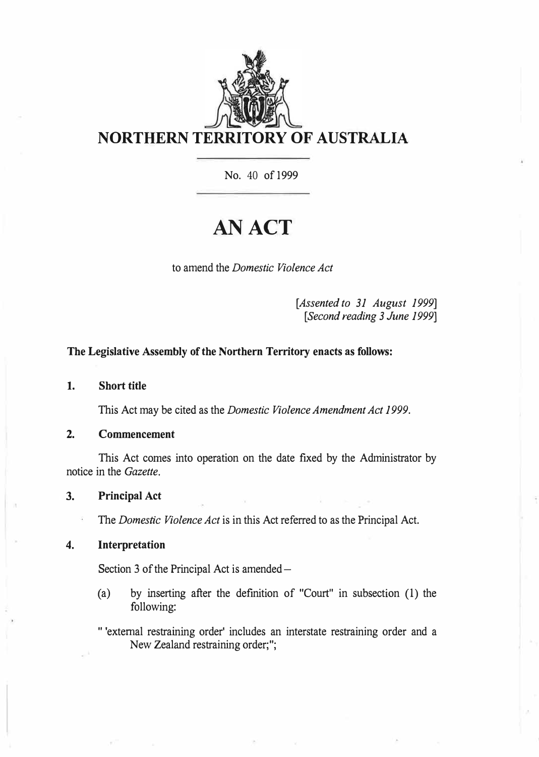# NORTHERN TERRITORY OF AUSTRALIA

No. 40 of 1999

# AN ACT

to amend the *Domestic Violence Act*

*[Assented to 31 August 1999]*
*[Second reading 3 June 1999]*

**The Legislative Assembly of the Northern Territory enacts as follows:**

**1. Short title**

This Act may be cited as the *Domestic Violence Amendment Act 1999*.

**2. Commencement**

This Act comes into operation on the date fixed by the Administrator by notice in the *Gazette*.

**3. Principal Act**

The *Domestic Violence Act* is in this Act referred to as the Principal Act.

**4. Interpretation**

Section 3 of the Principal Act is amended –

(a) by inserting after the definition of "Court" in subsection (1) the following:

" 'external restraining order' includes an interstate restraining order and a New Zealand restraining order;";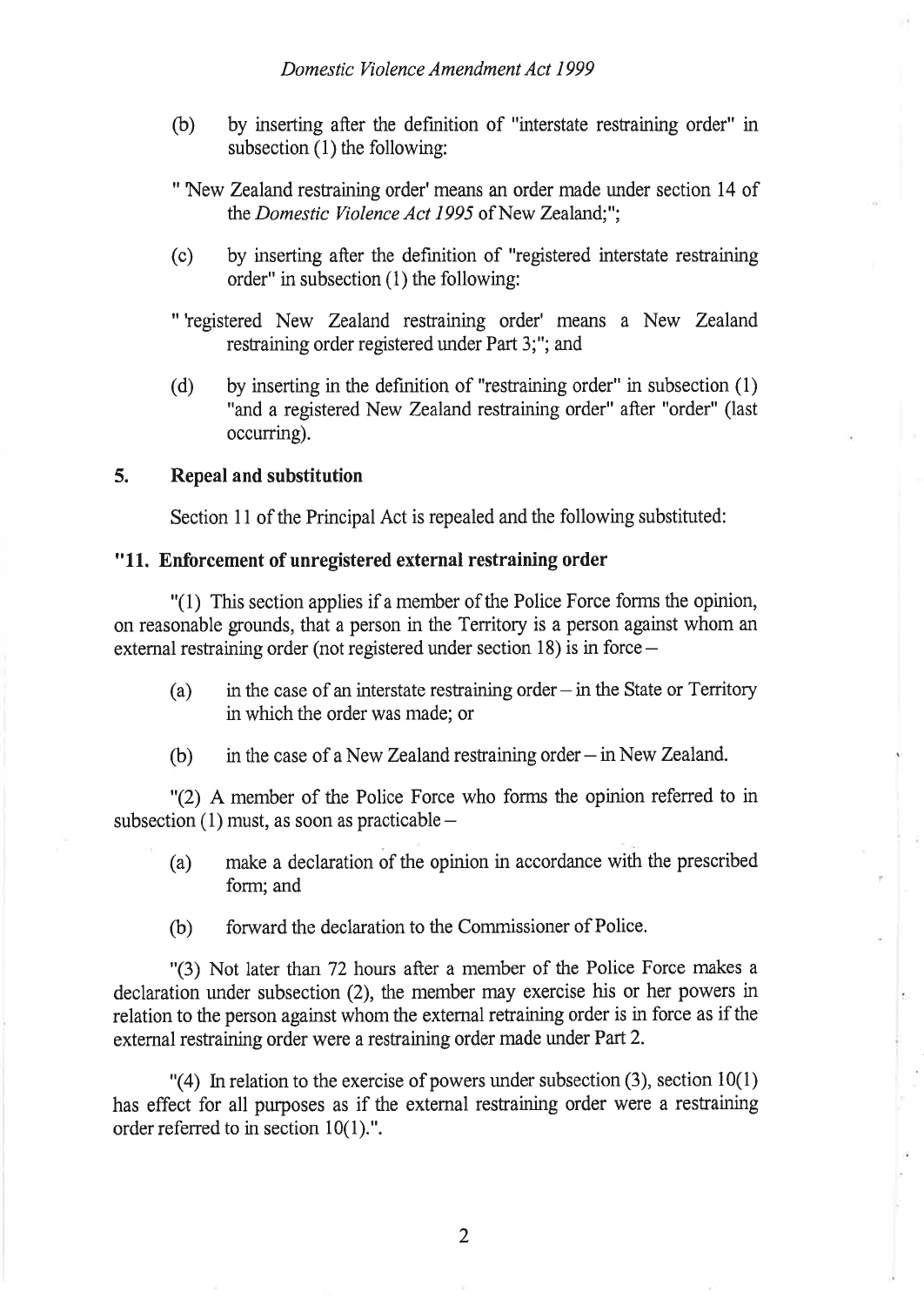(b) by inserting after the definition of "interstate restraining order" in subsection (1) the following:

" 'New Zealand restraining order' means an order made under section 14 of the *Domestic Violence Act 1995* of New Zealand;";

(c) by inserting after the definition of "registered interstate restraining order" in subsection (1) the following:

" 'registered New Zealand restraining order' means a New Zealand restraining order registered under Part 3;"; and

(d) by inserting in the definition of "restraining order" in subsection (1) "and a registered New Zealand restraining order" after "order" (last occurring).

### 5. Repeal and substitution

Section 11 of the Principal Act is repealed and the following substituted:

**"11. Enforcement of unregistered external restraining order**

"(1) This section applies if a member of the Police Force forms the opinion, on reasonable grounds, that a person in the Territory is a person against whom an external restraining order (not registered under section 18) is in force –

(a) in the case of an interstate restraining order – in the State or Territory in which the order was made; or

(b) in the case of a New Zealand restraining order – in New Zealand.

"(2) A member of the Police Force who forms the opinion referred to in subsection (1) must, as soon as practicable –

(a) make a declaration of the opinion in accordance with the prescribed form; and

(b) forward the declaration to the Commissioner of Police.

"(3) Not later than 72 hours after a member of the Police Force makes a declaration under subsection (2), the member may exercise his or her powers in relation to the person against whom the external retraining order is in force as if the external restraining order were a restraining order made under Part 2.

"(4) In relation to the exercise of powers under subsection (3), section 10(1) has effect for all purposes as if the external restraining order were a restraining order referred to in section 10(1).".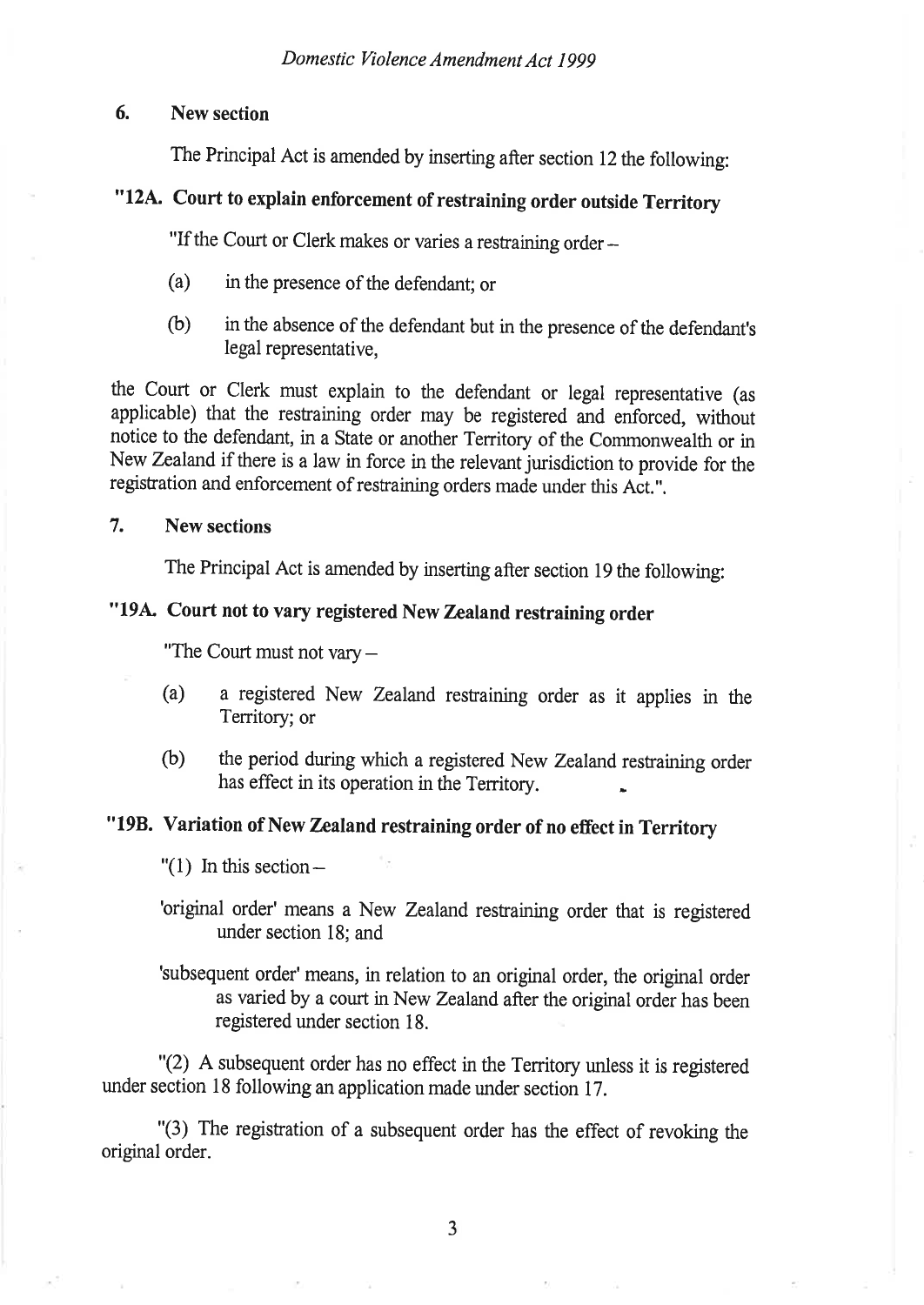### 6. New section

The Principal Act is amended by inserting after section 12 the following:

### "12A. Court to explain enforcement of restraining order outside Territory

"If the Court or Clerk makes or varies a restraining order –

(a) in the presence of the defendant; or

(b) in the absence of the defendant but in the presence of the defendant's legal representative,

the Court or Clerk must explain to the defendant or legal representative (as applicable) that the restraining order may be registered and enforced, without notice to the defendant, in a State or another Territory of the Commonwealth or in New Zealand if there is a law in force in the relevant jurisdiction to provide for the registration and enforcement of restraining orders made under this Act.".

### 7. New sections

The Principal Act is amended by inserting after section 19 the following:

### "19A. Court not to vary registered New Zealand restraining order

"The Court must not vary –

(a) a registered New Zealand restraining order as it applies in the Territory; or

(b) the period during which a registered New Zealand restraining order has effect in its operation in the Territory.

### "19B. Variation of New Zealand restraining order of no effect in Territory

"(1) In this section –

'original order' means a New Zealand restraining order that is registered under section 18; and

'subsequent order' means, in relation to an original order, the original order as varied by a court in New Zealand after the original order has been registered under section 18.

"(2) A subsequent order has no effect in the Territory unless it is registered under section 18 following an application made under section 17.

"(3) The registration of a subsequent order has the effect of revoking the original order.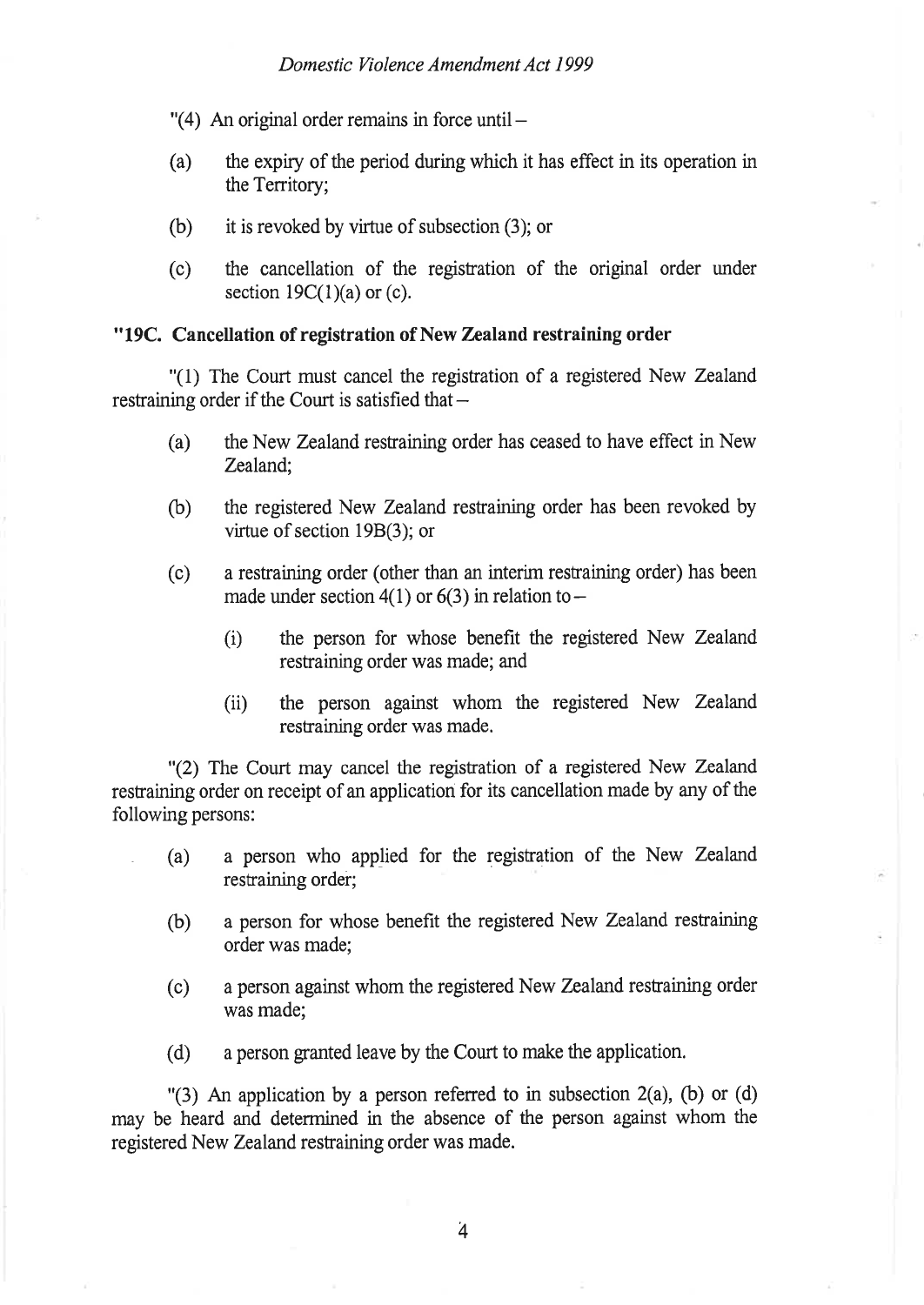"(4) An original order remains in force until –

(a) the expiry of the period during which it has effect in its operation in the Territory;

(b) it is revoked by virtue of subsection (3); or

(c) the cancellation of the registration of the original order under section 19C(1)(a) or (c).

**"19C. Cancellation of registration of New Zealand restraining order**

"(1) The Court must cancel the registration of a registered New Zealand restraining order if the Court is satisfied that –

(a) the New Zealand restraining order has ceased to have effect in New Zealand;

(b) the registered New Zealand restraining order has been revoked by virtue of section 19B(3); or

(c) a restraining order (other than an interim restraining order) has been made under section 4(1) or 6(3) in relation to –

(i) the person for whose benefit the registered New Zealand restraining order was made; and

(ii) the person against whom the registered New Zealand restraining order was made.

"(2) The Court may cancel the registration of a registered New Zealand restraining order on receipt of an application for its cancellation made by any of the following persons:

(a) a person who applied for the registration of the New Zealand restraining order;

(b) a person for whose benefit the registered New Zealand restraining order was made;

(c) a person against whom the registered New Zealand restraining order was made;

(d) a person granted leave by the Court to make the application.

"(3) An application by a person referred to in subsection 2(a), (b) or (d) may be heard and determined in the absence of the person against whom the registered New Zealand restraining order was made.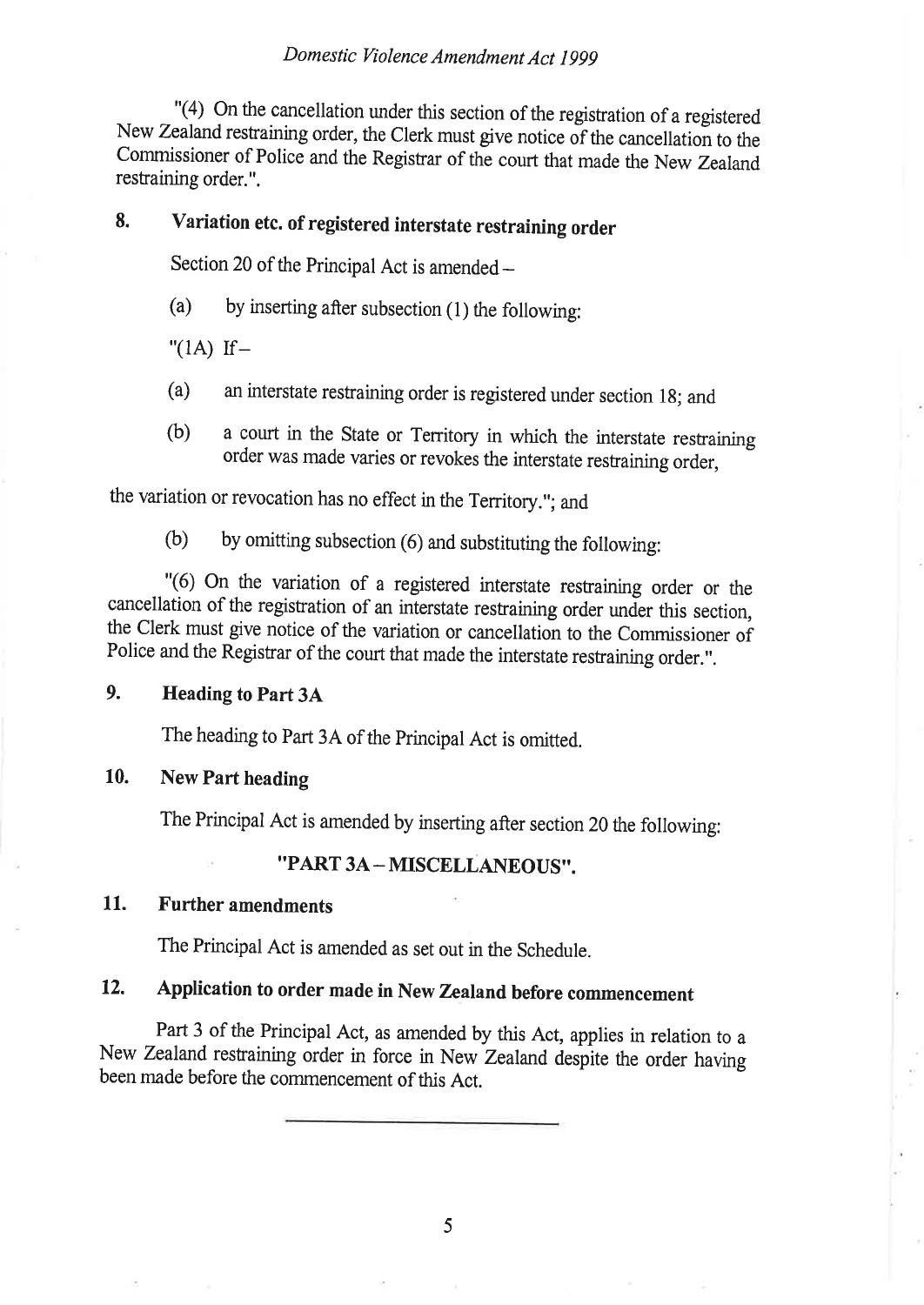"(4) On the cancellation under this section of the registration of a registered New Zealand restraining order, the Clerk must give notice of the cancellation to the Commissioner of Police and the Registrar of the court that made the New Zealand restraining order.".

## 8. Variation etc. of registered interstate restraining order

Section 20 of the Principal Act is amended –

(a) by inserting after subsection (1) the following:

"(1A) If –

(a) an interstate restraining order is registered under section 18; and

(b) a court in the State or Territory in which the interstate restraining order was made varies or revokes the interstate restraining order,

the variation or revocation has no effect in the Territory."; and

(b) by omitting subsection (6) and substituting the following:

"(6) On the variation of a registered interstate restraining order or the cancellation of the registration of an interstate restraining order under this section, the Clerk must give notice of the variation or cancellation to the Commissioner of Police and the Registrar of the court that made the interstate restraining order.".

## 9. Heading to Part 3A

The heading to Part 3A of the Principal Act is omitted.

## 10. New Part heading

The Principal Act is amended by inserting after section 20 the following:

**"PART 3A – MISCELLANEOUS".**

## 11. Further amendments

The Principal Act is amended as set out in the Schedule.

## 12. Application to order made in New Zealand before commencement

Part 3 of the Principal Act, as amended by this Act, applies in relation to a New Zealand restraining order in force in New Zealand despite the order having been made before the commencement of this Act.

---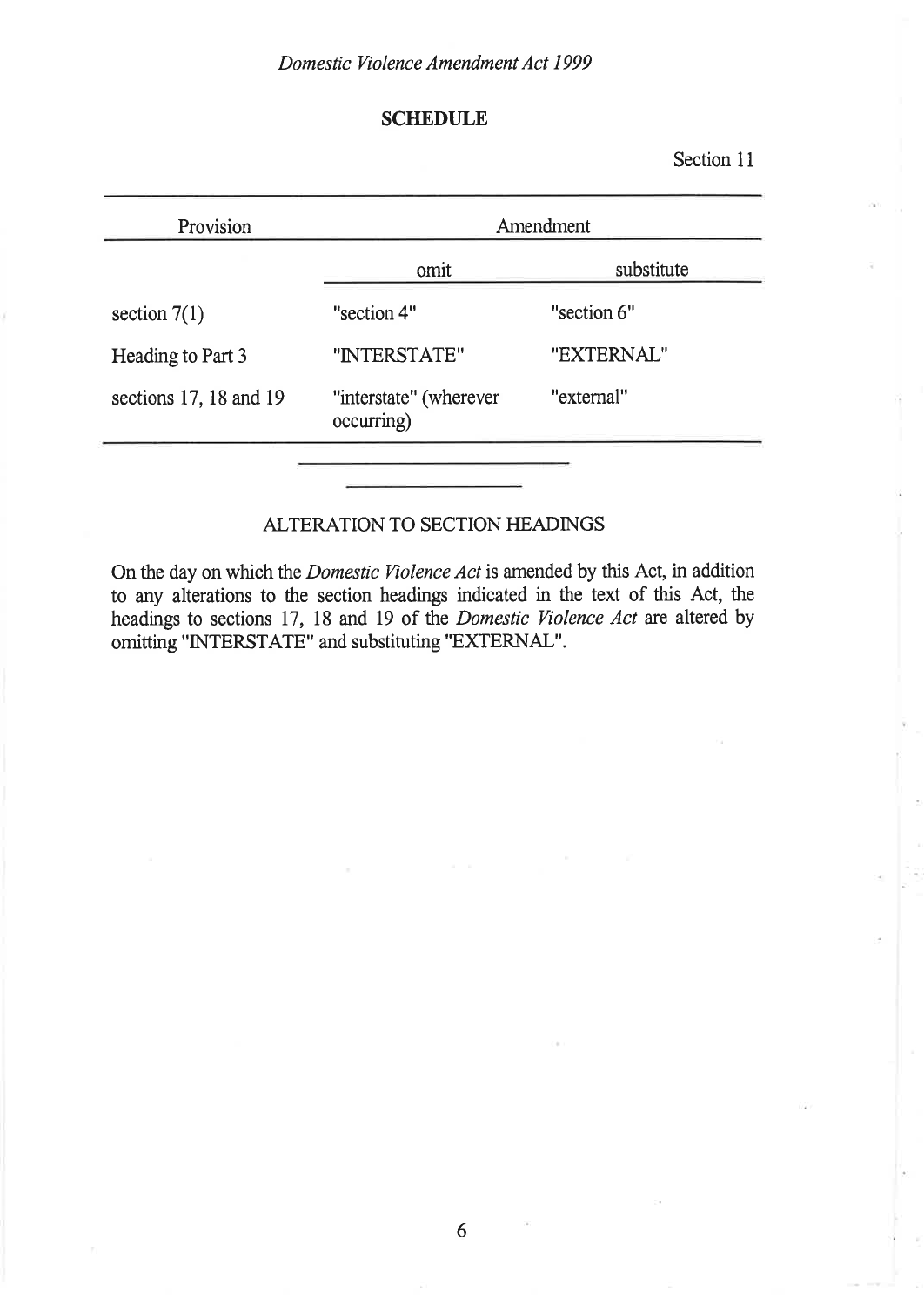## SCHEDULE

Section 11

| Provision | Amendment | |
|---|---|---|
| | omit | substitute |
| section 7(1) | "section 4" | "section 6" |
| Heading to Part 3 | "INTERSTATE" | "EXTERNAL" |
| sections 17, 18 and 19 | "interstate" (wherever occurring) | "external" |

---

ALTERATION TO SECTION HEADINGS

On the day on which the *Domestic Violence Act* is amended by this Act, in addition to any alterations to the section headings indicated in the text of this Act, the headings to sections 17, 18 and 19 of the *Domestic Violence Act* are altered by omitting "INTERSTATE" and substituting "EXTERNAL".